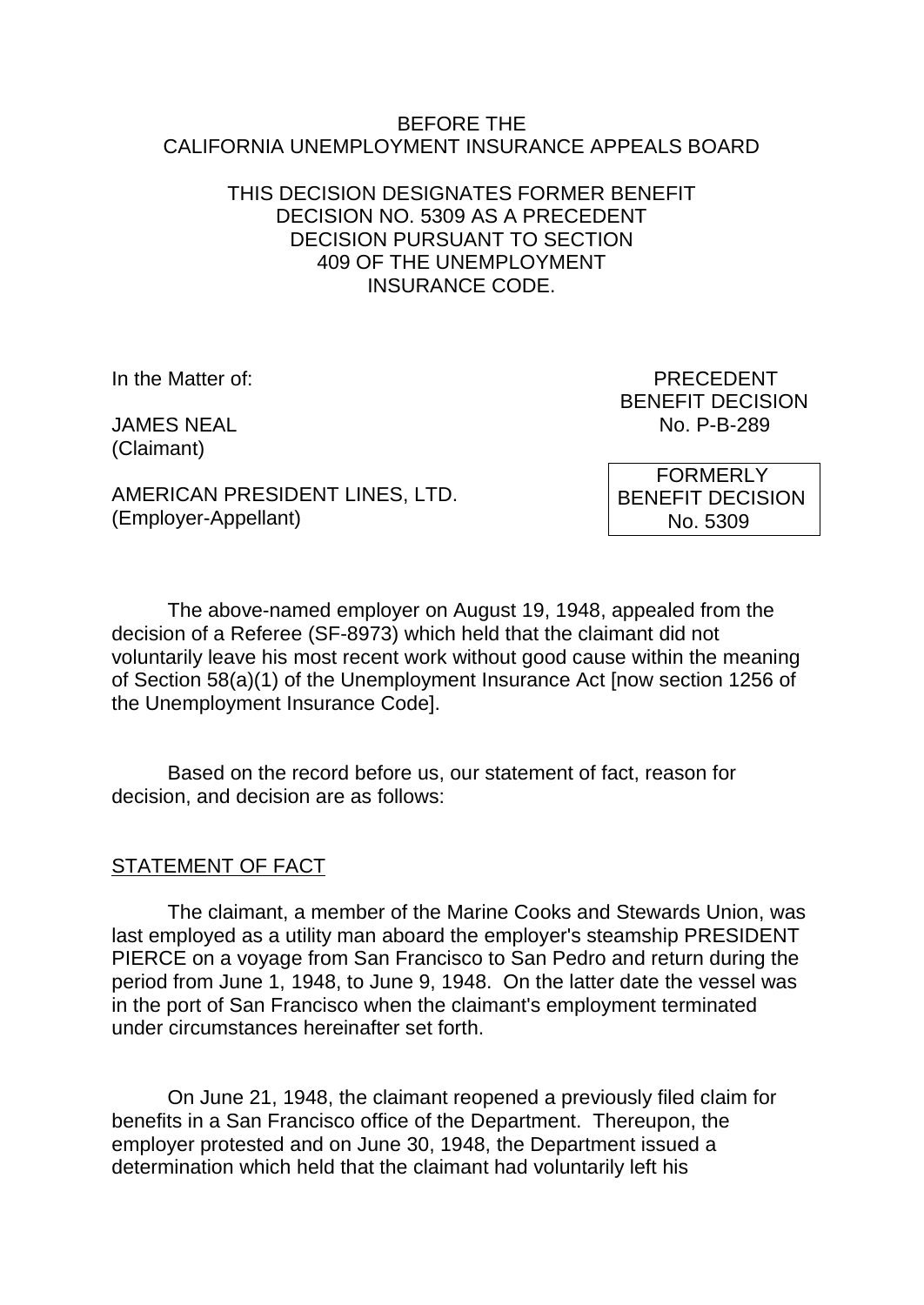BEFORE THE
CALIFORNIA UNEMPLOYMENT INSURANCE APPEALS BOARD

THIS DECISION DESIGNATES FORMER BENEFIT DECISION NO. 5309 AS A PRECEDENT DECISION PURSUANT TO SECTION 409 OF THE UNEMPLOYMENT INSURANCE CODE.

In the Matter of:

JAMES NEAL
(Claimant)

AMERICAN PRESIDENT LINES, LTD.
(Employer-Appellant)

PRECEDENT
BENEFIT DECISION
No. P-B-289

FORMERLY
BENEFIT DECISION
No. 5309

The above-named employer on August 19, 1948, appealed from the decision of a Referee (SF-8973) which held that the claimant did not voluntarily leave his most recent work without good cause within the meaning of Section 58(a)(1) of the Unemployment Insurance Act [now section 1256 of the Unemployment Insurance Code].

Based on the record before us, our statement of fact, reason for decision, and decision are as follows:

STATEMENT OF FACT

The claimant, a member of the Marine Cooks and Stewards Union, was last employed as a utility man aboard the employer's steamship PRESIDENT PIERCE on a voyage from San Francisco to San Pedro and return during the period from June 1, 1948, to June 9, 1948. On the latter date the vessel was in the port of San Francisco when the claimant's employment terminated under circumstances hereinafter set forth.

On June 21, 1948, the claimant reopened a previously filed claim for benefits in a San Francisco office of the Department. Thereupon, the employer protested and on June 30, 1948, the Department issued a determination which held that the claimant had voluntarily left his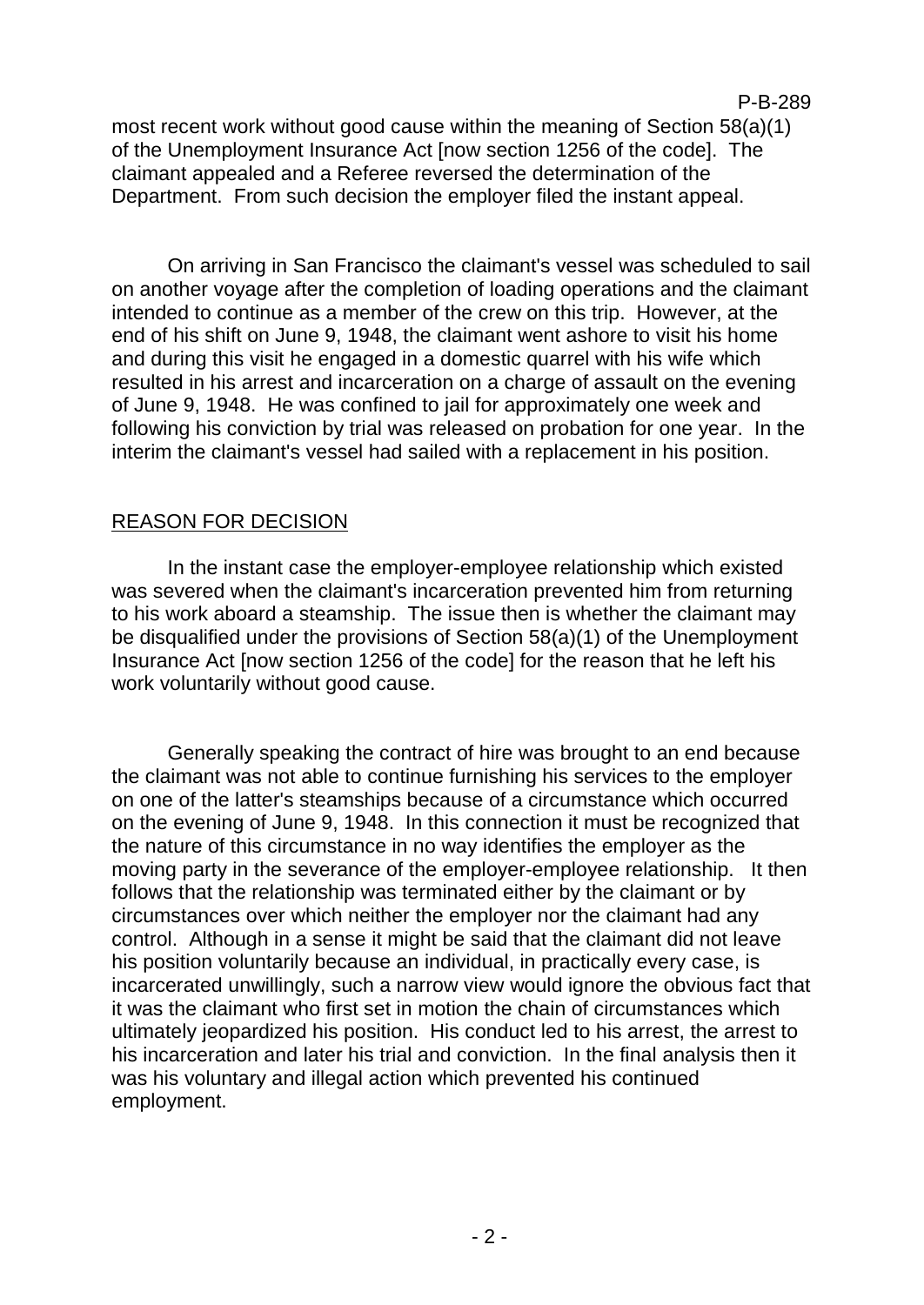most recent work without good cause within the meaning of Section 58(a)(1) of the Unemployment Insurance Act [now section 1256 of the code]. The claimant appealed and a Referee reversed the determination of the Department. From such decision the employer filed the instant appeal.

On arriving in San Francisco the claimant's vessel was scheduled to sail on another voyage after the completion of loading operations and the claimant intended to continue as a member of the crew on this trip. However, at the end of his shift on June 9, 1948, the claimant went ashore to visit his home and during this visit he engaged in a domestic quarrel with his wife which resulted in his arrest and incarceration on a charge of assault on the evening of June 9, 1948. He was confined to jail for approximately one week and following his conviction by trial was released on probation for one year. In the interim the claimant's vessel had sailed with a replacement in his position.

## REASON FOR DECISION

In the instant case the employer-employee relationship which existed was severed when the claimant's incarceration prevented him from returning to his work aboard a steamship. The issue then is whether the claimant may be disqualified under the provisions of Section 58(a)(1) of the Unemployment Insurance Act [now section 1256 of the code] for the reason that he left his work voluntarily without good cause.

Generally speaking the contract of hire was brought to an end because the claimant was not able to continue furnishing his services to the employer on one of the latter's steamships because of a circumstance which occurred on the evening of June 9, 1948. In this connection it must be recognized that the nature of this circumstance in no way identifies the employer as the moving party in the severance of the employer-employee relationship. It then follows that the relationship was terminated either by the claimant or by circumstances over which neither the employer nor the claimant had any control. Although in a sense it might be said that the claimant did not leave his position voluntarily because an individual, in practically every case, is incarcerated unwillingly, such a narrow view would ignore the obvious fact that it was the claimant who first set in motion the chain of circumstances which ultimately jeopardized his position. His conduct led to his arrest, the arrest to his incarceration and later his trial and conviction. In the final analysis then it was his voluntary and illegal action which prevented his continued employment.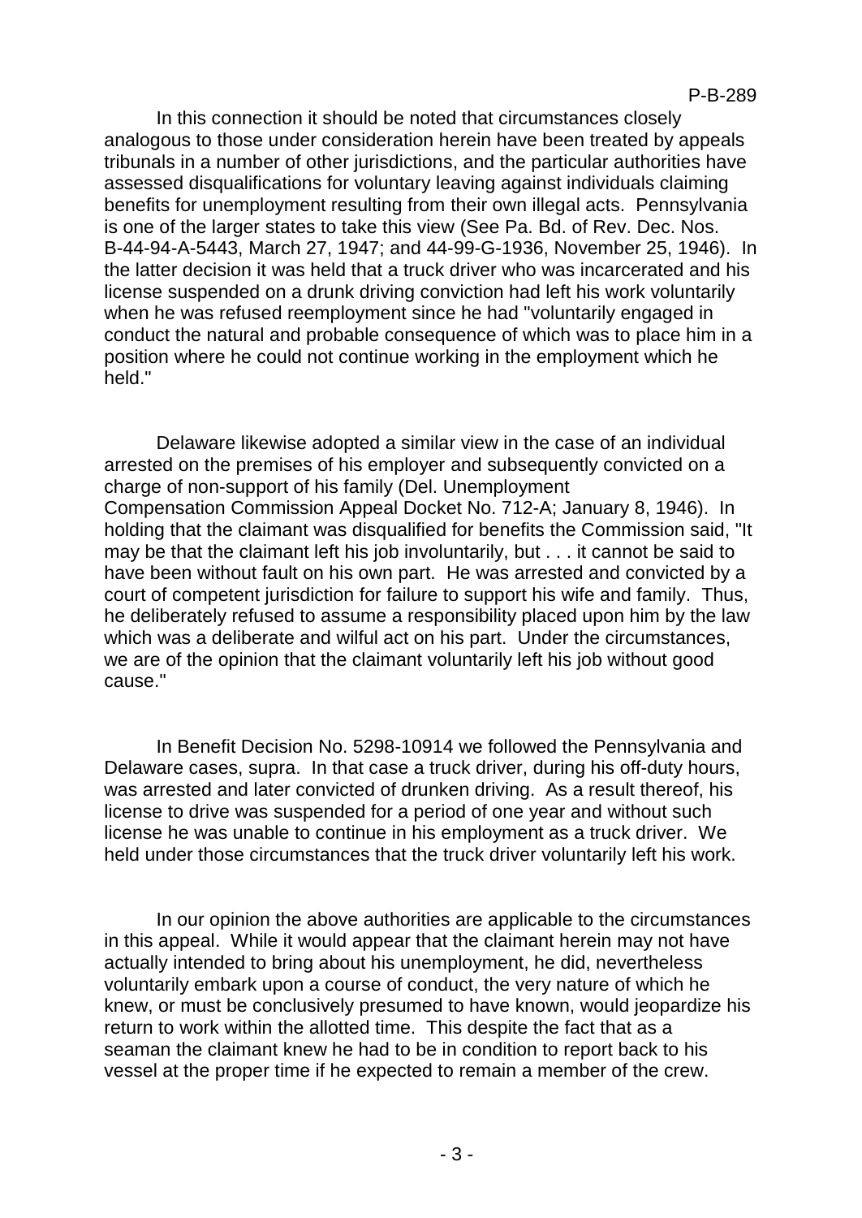In this connection it should be noted that circumstances closely analogous to those under consideration herein have been treated by appeals tribunals in a number of other jurisdictions, and the particular authorities have assessed disqualifications for voluntary leaving against individuals claiming benefits for unemployment resulting from their own illegal acts. Pennsylvania is one of the larger states to take this view (See Pa. Bd. of Rev. Dec. Nos. B-44-94-A-5443, March 27, 1947; and 44-99-G-1936, November 25, 1946). In the latter decision it was held that a truck driver who was incarcerated and his license suspended on a drunk driving conviction had left his work voluntarily when he was refused reemployment since he had "voluntarily engaged in conduct the natural and probable consequence of which was to place him in a position where he could not continue working in the employment which he held."

Delaware likewise adopted a similar view in the case of an individual arrested on the premises of his employer and subsequently convicted on a charge of non-support of his family (Del. Unemployment Compensation Commission Appeal Docket No. 712-A; January 8, 1946). In holding that the claimant was disqualified for benefits the Commission said, "It may be that the claimant left his job involuntarily, but . . . it cannot be said to have been without fault on his own part. He was arrested and convicted by a court of competent jurisdiction for failure to support his wife and family. Thus, he deliberately refused to assume a responsibility placed upon him by the law which was a deliberate and wilful act on his part. Under the circumstances, we are of the opinion that the claimant voluntarily left his job without good cause."

In Benefit Decision No. 5298-10914 we followed the Pennsylvania and Delaware cases, supra. In that case a truck driver, during his off-duty hours, was arrested and later convicted of drunken driving. As a result thereof, his license to drive was suspended for a period of one year and without such license he was unable to continue in his employment as a truck driver. We held under those circumstances that the truck driver voluntarily left his work.

In our opinion the above authorities are applicable to the circumstances in this appeal. While it would appear that the claimant herein may not have actually intended to bring about his unemployment, he did, nevertheless voluntarily embark upon a course of conduct, the very nature of which he knew, or must be conclusively presumed to have known, would jeopardize his return to work within the allotted time. This despite the fact that as a seaman the claimant knew he had to be in condition to report back to his vessel at the proper time if he expected to remain a member of the crew.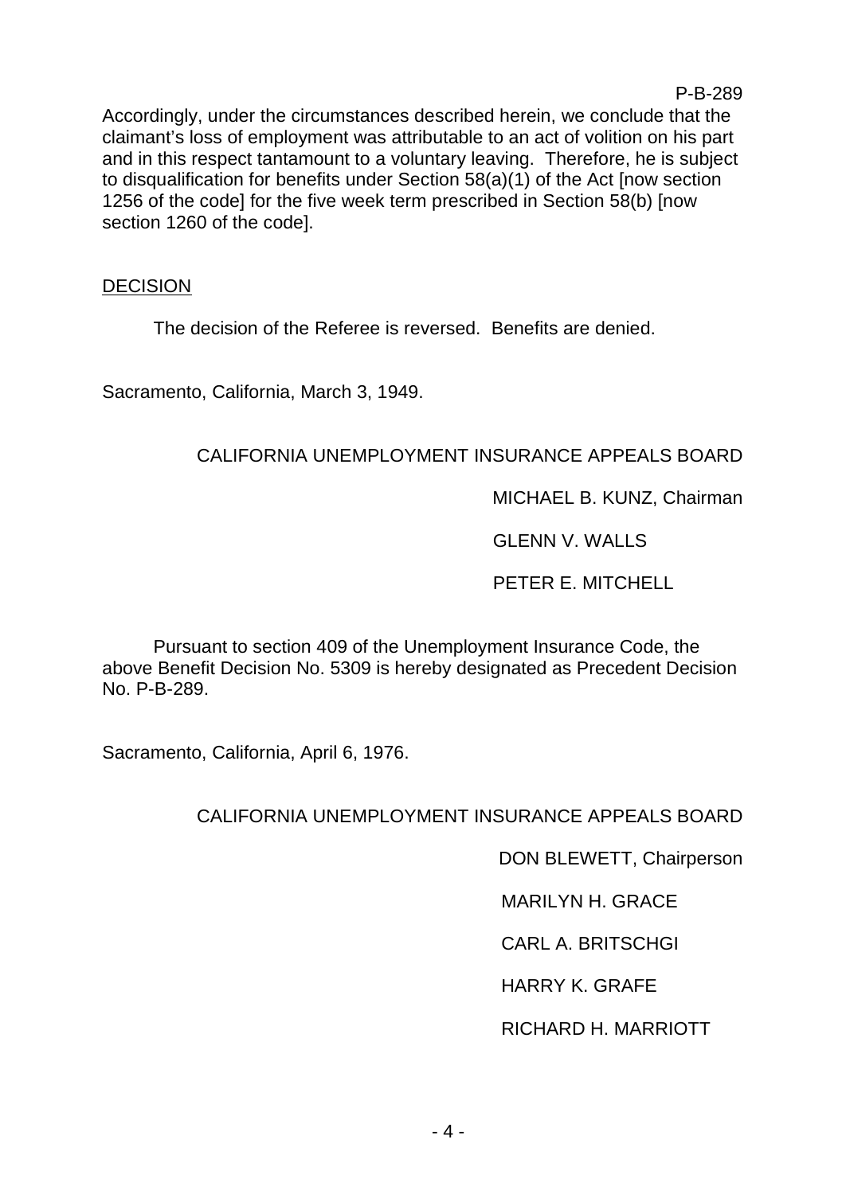Accordingly, under the circumstances described herein, we conclude that the claimant's loss of employment was attributable to an act of volition on his part and in this respect tantamount to a voluntary leaving. Therefore, he is subject to disqualification for benefits under Section 58(a)(1) of the Act [now section 1256 of the code] for the five week term prescribed in Section 58(b) [now section 1260 of the code].

DECISION

The decision of the Referee is reversed. Benefits are denied.

Sacramento, California, March 3, 1949.

CALIFORNIA UNEMPLOYMENT INSURANCE APPEALS BOARD

MICHAEL B. KUNZ, Chairman

GLENN V. WALLS

PETER E. MITCHELL

Pursuant to section 409 of the Unemployment Insurance Code, the above Benefit Decision No. 5309 is hereby designated as Precedent Decision No. P-B-289.

Sacramento, California, April 6, 1976.

CALIFORNIA UNEMPLOYMENT INSURANCE APPEALS BOARD

DON BLEWETT, Chairperson

MARILYN H. GRACE

CARL A. BRITSCHGI

HARRY K. GRAFE

RICHARD H. MARRIOTT